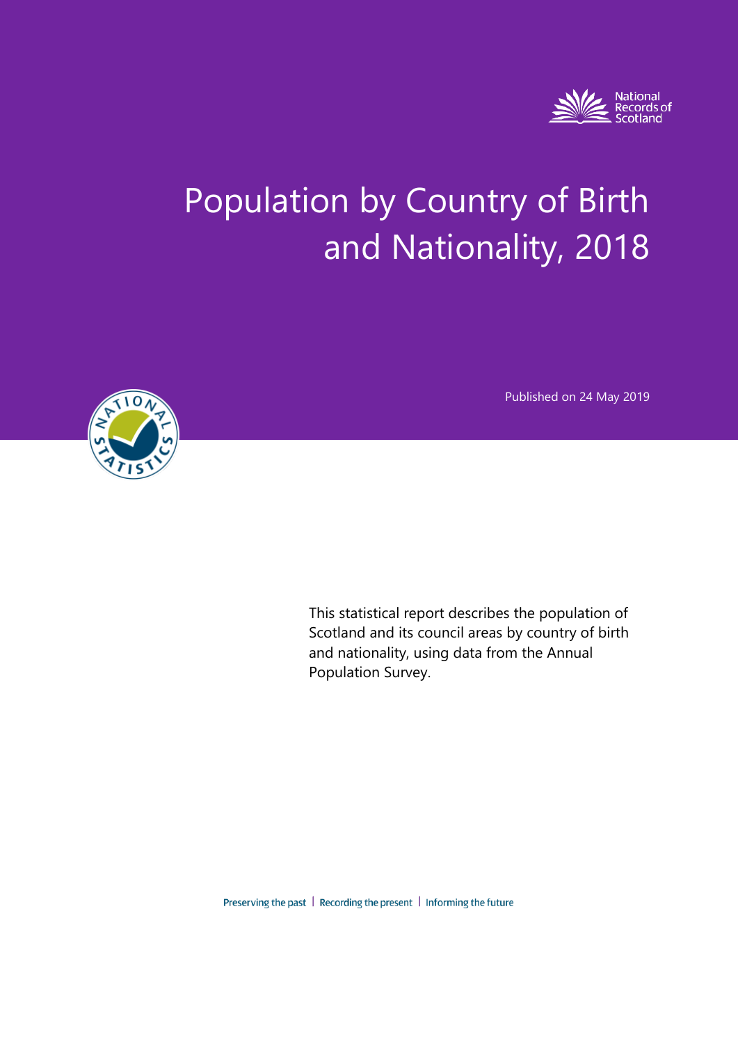National Records of Scotland

# Population by Country of Birth and Nationality, 2018

Published on 24 May 2019

This statistical report describes the population of Scotland and its council areas by country of birth and nationality, using data from the Annual Population Survey.

Preserving the past | Recording the present | Informing the future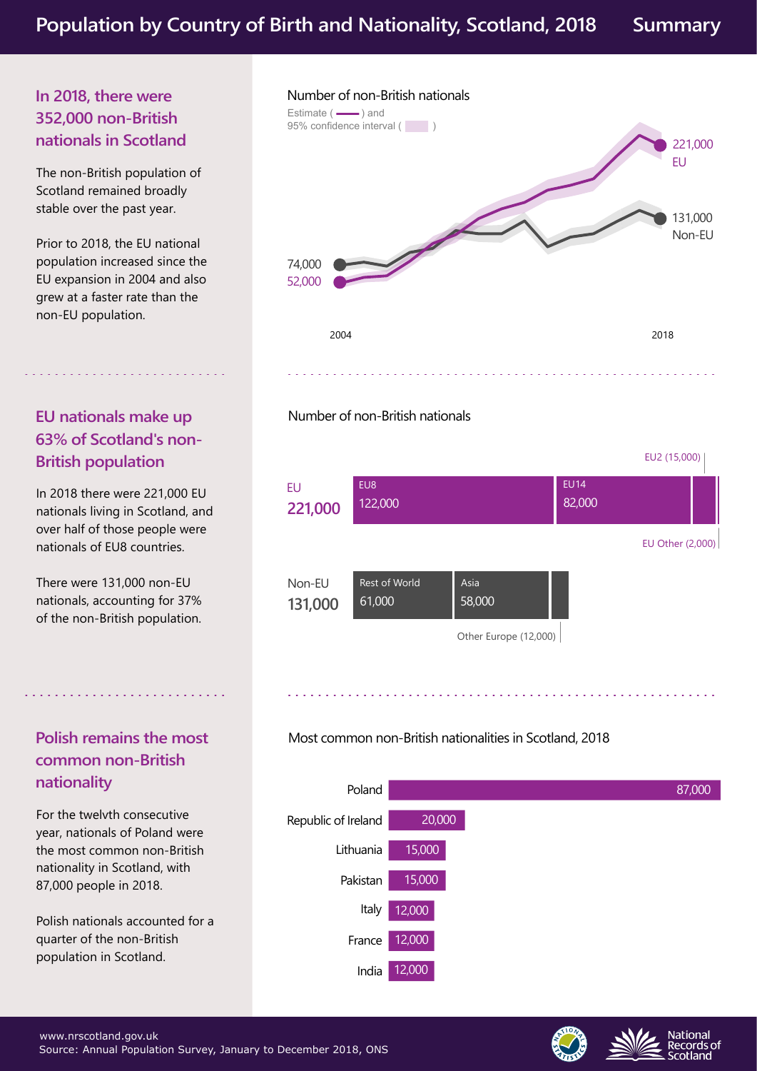# Population by Country of Birth and Nationality, Scotland, 2018 — Summary

## In 2018, there were 352,000 non-British nationals in Scotland

The non-British population of Scotland remained broadly stable over the past year.

Prior to 2018, the EU national population increased since the EU expansion in 2004 and also grew at a faster rate than the non-EU population.

**Number of non-British nationals**

Estimate ( ) and 95% confidence interval ( )

| | 2004 | 2018 |
|---|---|---|
| EU | 52,000 | 221,000 |
| Non-EU | 74,000 | 131,000 |

## EU nationals make up 63% of Scotland's non-British population

In 2018 there were 221,000 EU nationals living in Scotland, and over half of those people were nationals of EU8 countries.

There were 131,000 non-EU nationals, accounting for 37% of the non-British population.

**Number of non-British nationals**

| Group | Breakdown |
|---|---|
| EU 221,000 | EU8 122,000; EU14 82,000; EU2 (15,000); EU Other (2,000) |
| Non-EU 131,000 | Rest of World 61,000; Asia 58,000; Other Europe (12,000) |

## Polish remains the most common non-British nationality

For the twelvth consecutive year, nationals of Poland were the most common non-British nationality in Scotland, with 87,000 people in 2018.

Polish nationals accounted for a quarter of the non-British population in Scotland.

**Most common non-British nationalities in Scotland, 2018**

| Nationality | Number |
|---|---|
| Poland | 87,000 |
| Republic of Ireland | 20,000 |
| Lithuania | 15,000 |
| Pakistan | 15,000 |
| Italy | 12,000 |
| France | 12,000 |
| India | 12,000 |

www.nrscotland.gov.uk
Source: Annual Population Survey, January to December 2018, ONS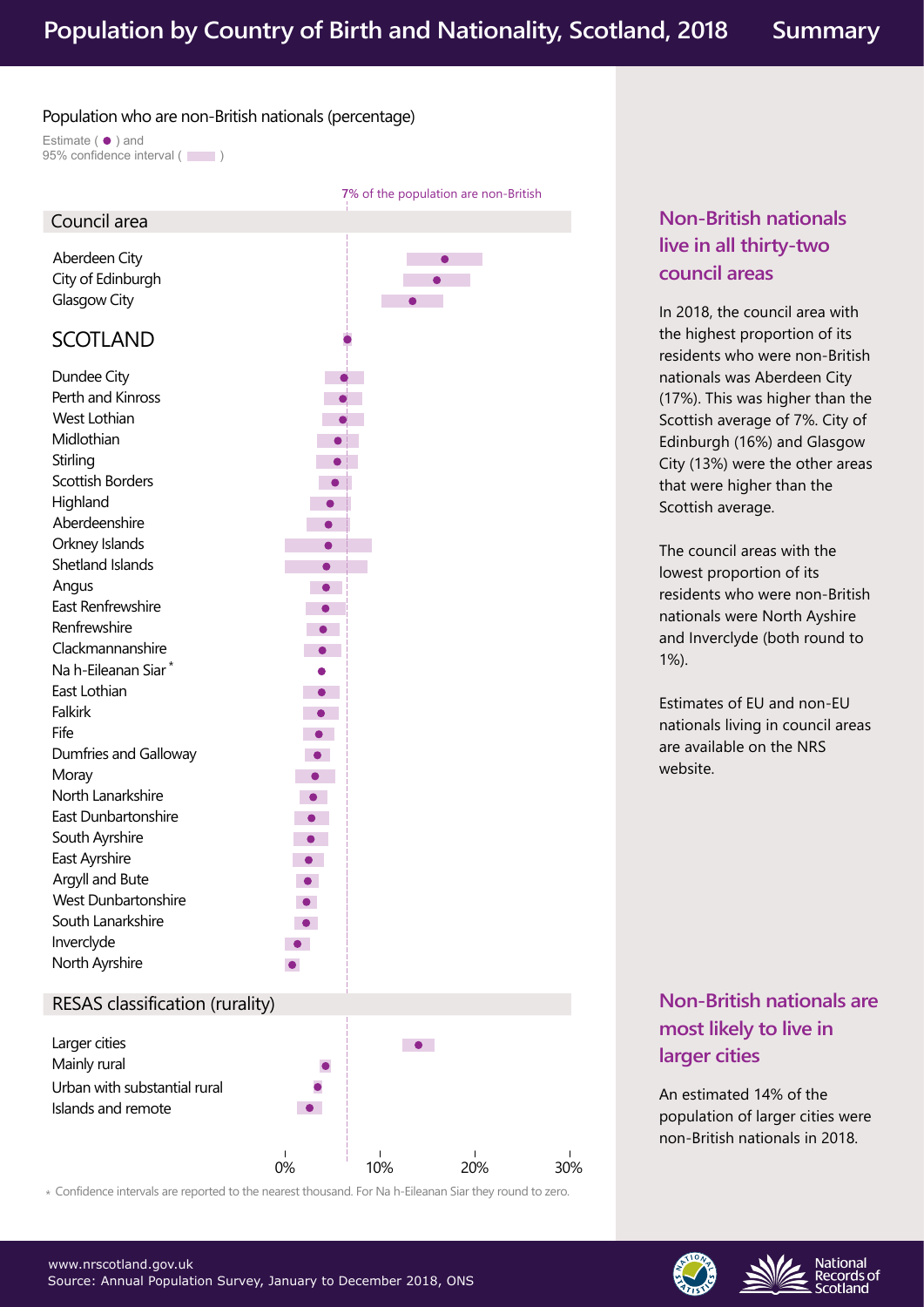# Population by Country of Birth and Nationality, Scotland, 2018 — Summary

Population who are non-British nationals (percentage)

Estimate ( ● ) and 95% confidence interval ( ▬ )

7% of the population are non-British

**Council area**

- Aberdeen City
- City of Edinburgh
- Glasgow City

**SCOTLAND**

- Dundee City
- Perth and Kinross
- West Lothian
- Midlothian
- Stirling
- Scottish Borders
- Highland
- Aberdeenshire
- Orkney Islands
- Shetland Islands
- Angus
- East Renfrewshire
- Renfrewshire
- Clackmannanshire
- Na h-Eileanan Siar *
- East Lothian
- Falkirk
- Fife
- Dumfries and Galloway
- Moray
- North Lanarkshire
- East Dunbartonshire
- South Ayrshire
- East Ayrshire
- Argyll and Bute
- West Dunbartonshire
- South Lanarkshire
- Inverclyde
- North Ayrshire

**RESAS classification (rurality)**

- Larger cities
- Mainly rural
- Urban with substantial rural
- Islands and remote

0% 10% 20% 30%

\* Confidence intervals are reported to the nearest thousand. For Na h-Eileanan Siar they round to zero.

## Non-British nationals live in all thirty-two council areas

In 2018, the council area with the highest proportion of its residents who were non-British nationals was Aberdeen City (17%). This was higher than the Scottish average of 7%. City of Edinburgh (16%) and Glasgow City (13%) were the other areas that were higher than the Scottish average.

The council areas with the lowest proportion of its residents who were non-British nationals were North Ayshire and Inverclyde (both round to 1%).

Estimates of EU and non-EU nationals living in council areas are available on the NRS website.

## Non-British nationals are most likely to live in larger cities

An estimated 14% of the population of larger cities were non-British nationals in 2018.

www.nrscotland.gov.uk
Source: Annual Population Survey, January to December 2018, ONS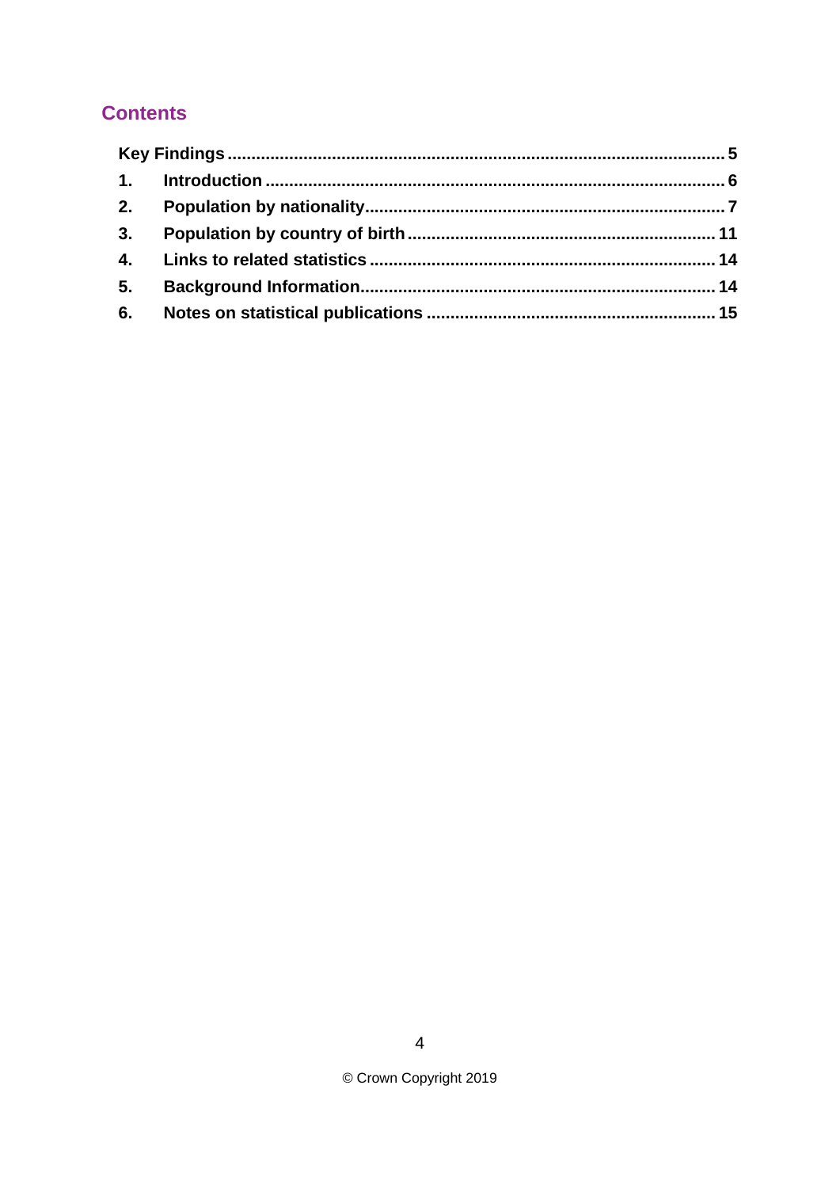## Contents

- **Key Findings** ..... 5
- **1. Introduction** ..... 6
- **2. Population by nationality** ..... 7
- **3. Population by country of birth** ..... 11
- **4. Links to related statistics** ..... 14
- **5. Background Information** ..... 14
- **6. Notes on statistical publications** ..... 15

© Crown Copyright 2019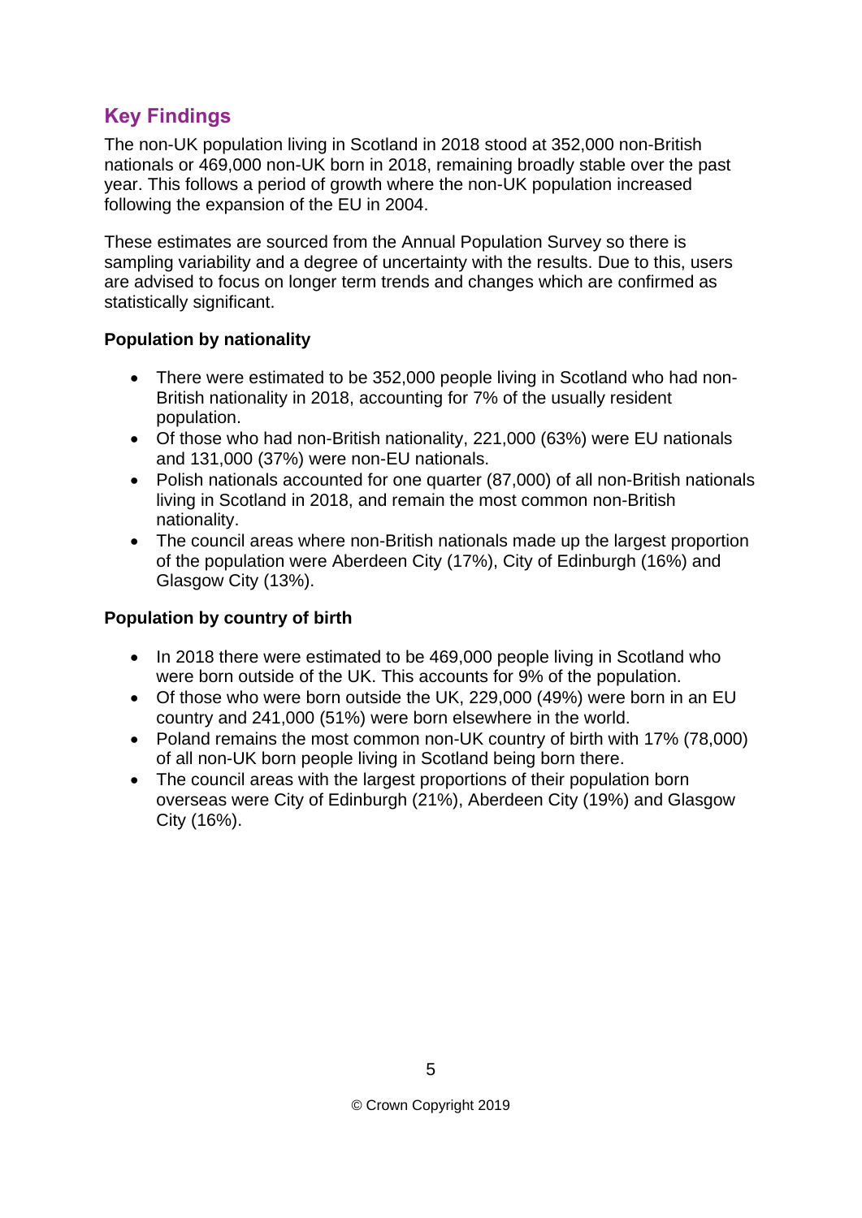## Key Findings

The non-UK population living in Scotland in 2018 stood at 352,000 non-British nationals or 469,000 non-UK born in 2018, remaining broadly stable over the past year. This follows a period of growth where the non-UK population increased following the expansion of the EU in 2004.

These estimates are sourced from the Annual Population Survey so there is sampling variability and a degree of uncertainty with the results. Due to this, users are advised to focus on longer term trends and changes which are confirmed as statistically significant.

**Population by nationality**

- There were estimated to be 352,000 people living in Scotland who had non-British nationality in 2018, accounting for 7% of the usually resident population.
- Of those who had non-British nationality, 221,000 (63%) were EU nationals and 131,000 (37%) were non-EU nationals.
- Polish nationals accounted for one quarter (87,000) of all non-British nationals living in Scotland in 2018, and remain the most common non-British nationality.
- The council areas where non-British nationals made up the largest proportion of the population were Aberdeen City (17%), City of Edinburgh (16%) and Glasgow City (13%).

**Population by country of birth**

- In 2018 there were estimated to be 469,000 people living in Scotland who were born outside of the UK. This accounts for 9% of the population.
- Of those who were born outside the UK, 229,000 (49%) were born in an EU country and 241,000 (51%) were born elsewhere in the world.
- Poland remains the most common non-UK country of birth with 17% (78,000) of all non-UK born people living in Scotland being born there.
- The council areas with the largest proportions of their population born overseas were City of Edinburgh (21%), Aberdeen City (19%) and Glasgow City (16%).

© Crown Copyright 2019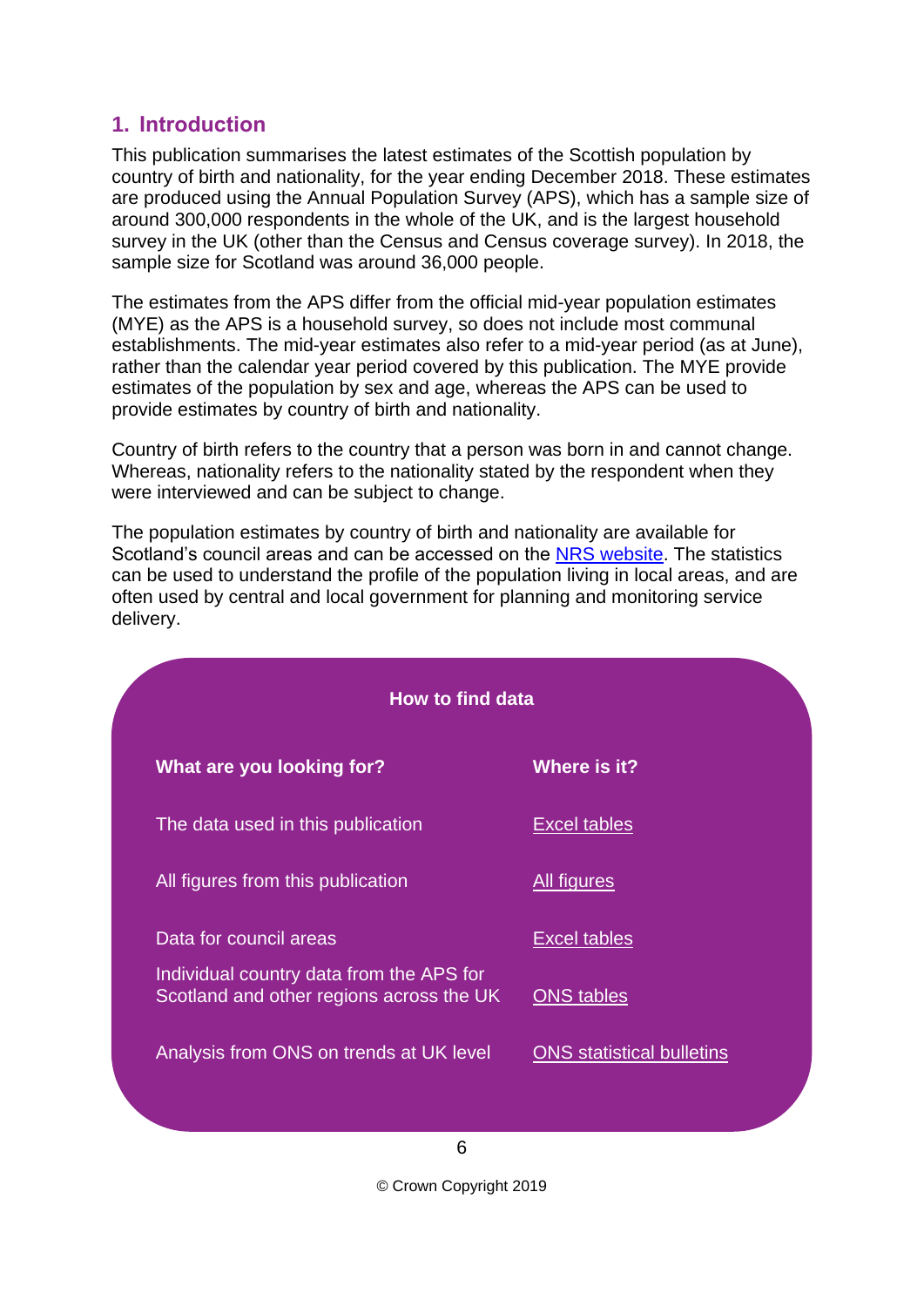## 1. Introduction

This publication summarises the latest estimates of the Scottish population by country of birth and nationality, for the year ending December 2018. These estimates are produced using the Annual Population Survey (APS), which has a sample size of around 300,000 respondents in the whole of the UK, and is the largest household survey in the UK (other than the Census and Census coverage survey). In 2018, the sample size for Scotland was around 36,000 people.

The estimates from the APS differ from the official mid-year population estimates (MYE) as the APS is a household survey, so does not include most communal establishments. The mid-year estimates also refer to a mid-year period (as at June), rather than the calendar year period covered by this publication. The MYE provide estimates of the population by sex and age, whereas the APS can be used to provide estimates by country of birth and nationality.

Country of birth refers to the country that a person was born in and cannot change. Whereas, nationality refers to the nationality stated by the respondent when they were interviewed and can be subject to change.

The population estimates by country of birth and nationality are available for Scotland's council areas and can be accessed on the NRS website. The statistics can be used to understand the profile of the population living in local areas, and are often used by central and local government for planning and monitoring service delivery.

**How to find data**

| What are you looking for? | Where is it? |
| --- | --- |
| The data used in this publication | Excel tables |
| All figures from this publication | All figures |
| Data for council areas | Excel tables |
| Individual country data from the APS for Scotland and other regions across the UK | ONS tables |
| Analysis from ONS on trends at UK level | ONS statistical bulletins |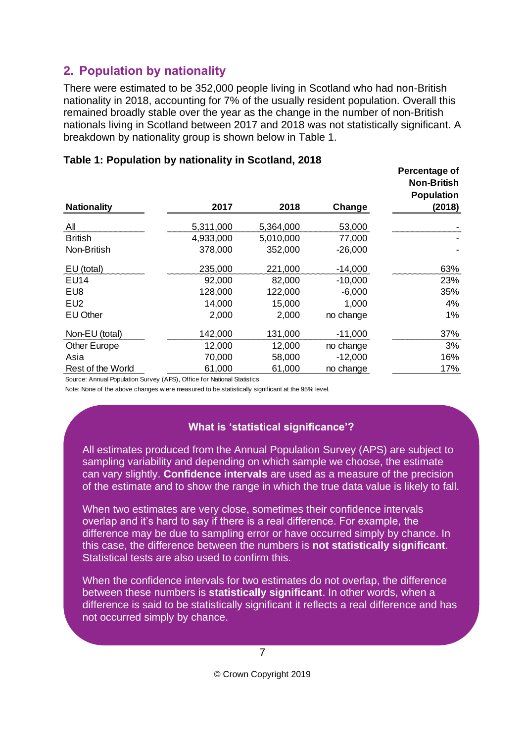## 2. Population by nationality

There were estimated to be 352,000 people living in Scotland who had non-British nationality in 2018, accounting for 7% of the usually resident population. Overall this remained broadly stable over the year as the change in the number of non-British nationals living in Scotland between 2017 and 2018 was not statistically significant. A breakdown by nationality group is shown below in Table 1.

**Table 1: Population by nationality in Scotland, 2018**

| Nationality | 2017 | 2018 | Change | Percentage of Non-British Population (2018) |
|---|---|---|---|---|
| All | 5,311,000 | 5,364,000 | 53,000 | - |
| British | 4,933,000 | 5,010,000 | 77,000 | - |
| Non-British | 378,000 | 352,000 | -26,000 | - |
| EU (total) | 235,000 | 221,000 | -14,000 | 63% |
| EU14 | 92,000 | 82,000 | -10,000 | 23% |
| EU8 | 128,000 | 122,000 | -6,000 | 35% |
| EU2 | 14,000 | 15,000 | 1,000 | 4% |
| EU Other | 2,000 | 2,000 | no change | 1% |
| Non-EU (total) | 142,000 | 131,000 | -11,000 | 37% |
| Other Europe | 12,000 | 12,000 | no change | 3% |
| Asia | 70,000 | 58,000 | -12,000 | 16% |
| Rest of the World | 61,000 | 61,000 | no change | 17% |

Source: Annual Population Survey (APS), Office for National Statistics

Note: None of the above changes were measured to be statistically significant at the 95% level.

**What is 'statistical significance'?**

All estimates produced from the Annual Population Survey (APS) are subject to sampling variability and depending on which sample we choose, the estimate can vary slightly. **Confidence intervals** are used as a measure of the precision of the estimate and to show the range in which the true data value is likely to fall.

When two estimates are very close, sometimes their confidence intervals overlap and it's hard to say if there is a real difference. For example, the difference may be due to sampling error or have occurred simply by chance. In this case, the difference between the numbers is **not statistically significant**. Statistical tests are also used to confirm this.

When the confidence intervals for two estimates do not overlap, the difference between these numbers is **statistically significant**. In other words, when a difference is said to be statistically significant it reflects a real difference and has not occurred simply by chance.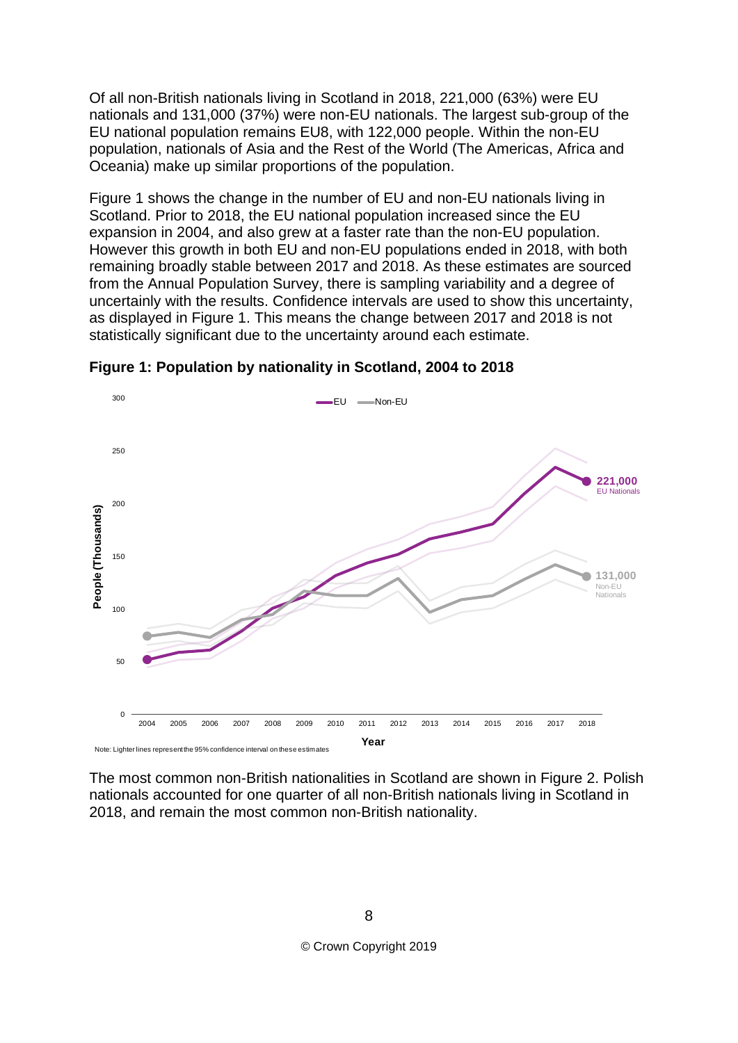Of all non-British nationals living in Scotland in 2018, 221,000 (63%) were EU nationals and 131,000 (37%) were non-EU nationals. The largest sub-group of the EU national population remains EU8, with 122,000 people. Within the non-EU population, nationals of Asia and the Rest of the World (The Americas, Africa and Oceania) make up similar proportions of the population.

Figure 1 shows the change in the number of EU and non-EU nationals living in Scotland. Prior to 2018, the EU national population increased since the EU expansion in 2004, and also grew at a faster rate than the non-EU population. However this growth in both EU and non-EU populations ended in 2018, with both remaining broadly stable between 2017 and 2018. As these estimates are sourced from the Annual Population Survey, there is sampling variability and a degree of uncertainly with the results. Confidence intervals are used to show this uncertainty, as displayed in Figure 1. This means the change between 2017 and 2018 is not statistically significant due to the uncertainty around each estimate.

**Figure 1: Population by nationality in Scotland, 2004 to 2018**

Note: Lighter lines represent the 95% confidence interval on these estimates

The most common non-British nationalities in Scotland are shown in Figure 2. Polish nationals accounted for one quarter of all non-British nationals living in Scotland in 2018, and remain the most common non-British nationality.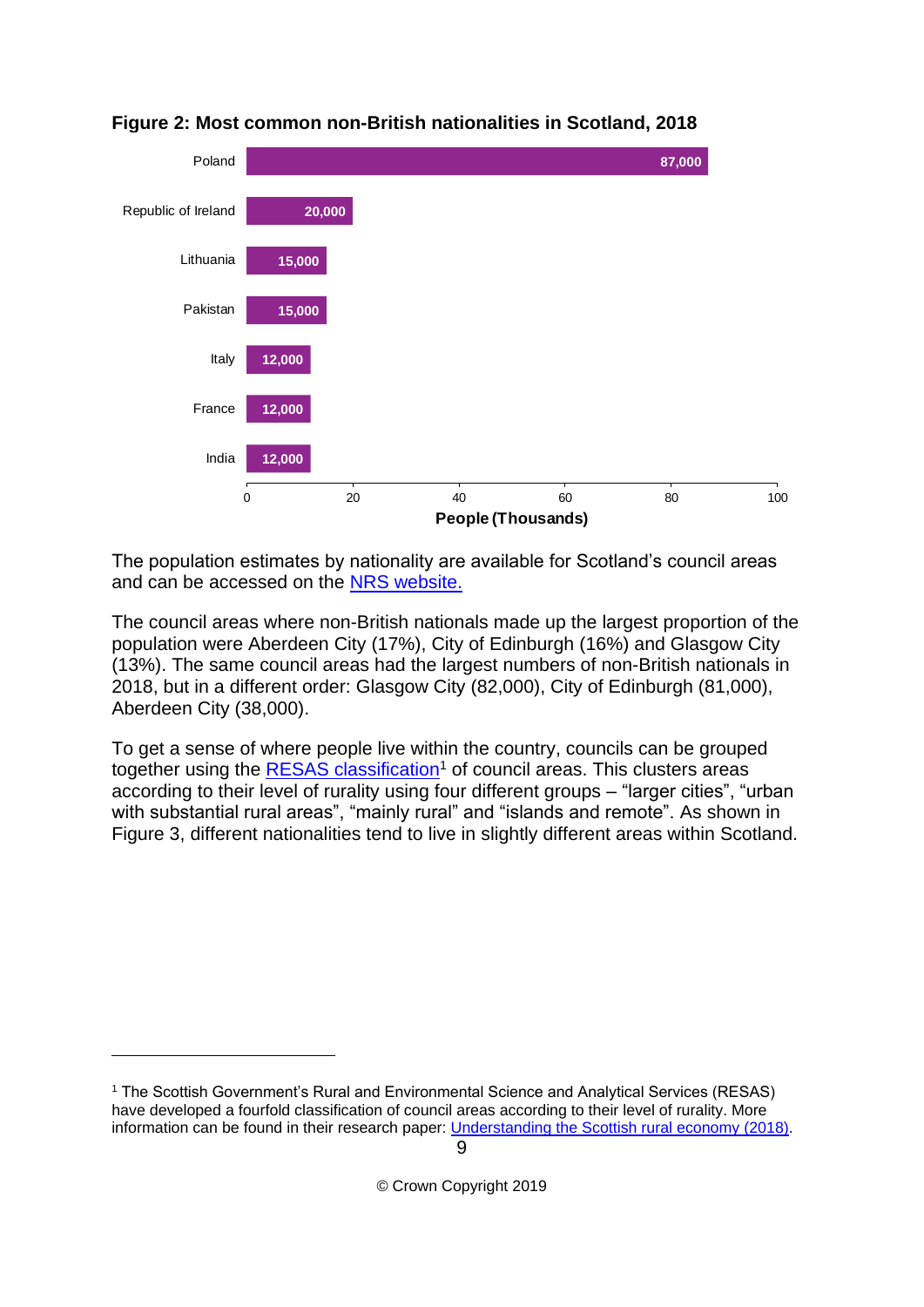**Figure 2: Most common non-British nationalities in Scotland, 2018**

| Nationality | People |
|---|---|
| Poland | 87,000 |
| Republic of Ireland | 20,000 |
| Lithuania | 15,000 |
| Pakistan | 15,000 |
| Italy | 12,000 |
| France | 12,000 |
| India | 12,000 |

People (Thousands)

The population estimates by nationality are available for Scotland's council areas and can be accessed on the [NRS website.](#)

The council areas where non-British nationals made up the largest proportion of the population were Aberdeen City (17%), City of Edinburgh (16%) and Glasgow City (13%). The same council areas had the largest numbers of non-British nationals in 2018, but in a different order: Glasgow City (82,000), City of Edinburgh (81,000), Aberdeen City (38,000).

To get a sense of where people live within the country, councils can be grouped together using the [RESAS classification](#)[1] of council areas. This clusters areas according to their level of rurality using four different groups – "larger cities", "urban with substantial rural areas", "mainly rural" and "islands and remote". As shown in Figure 3, different nationalities tend to live in slightly different areas within Scotland.

---

[1] The Scottish Government's Rural and Environmental Science and Analytical Services (RESAS) have developed a fourfold classification of council areas according to their level of rurality. More information can be found in their research paper: [Understanding the Scottish rural economy (2018)](#).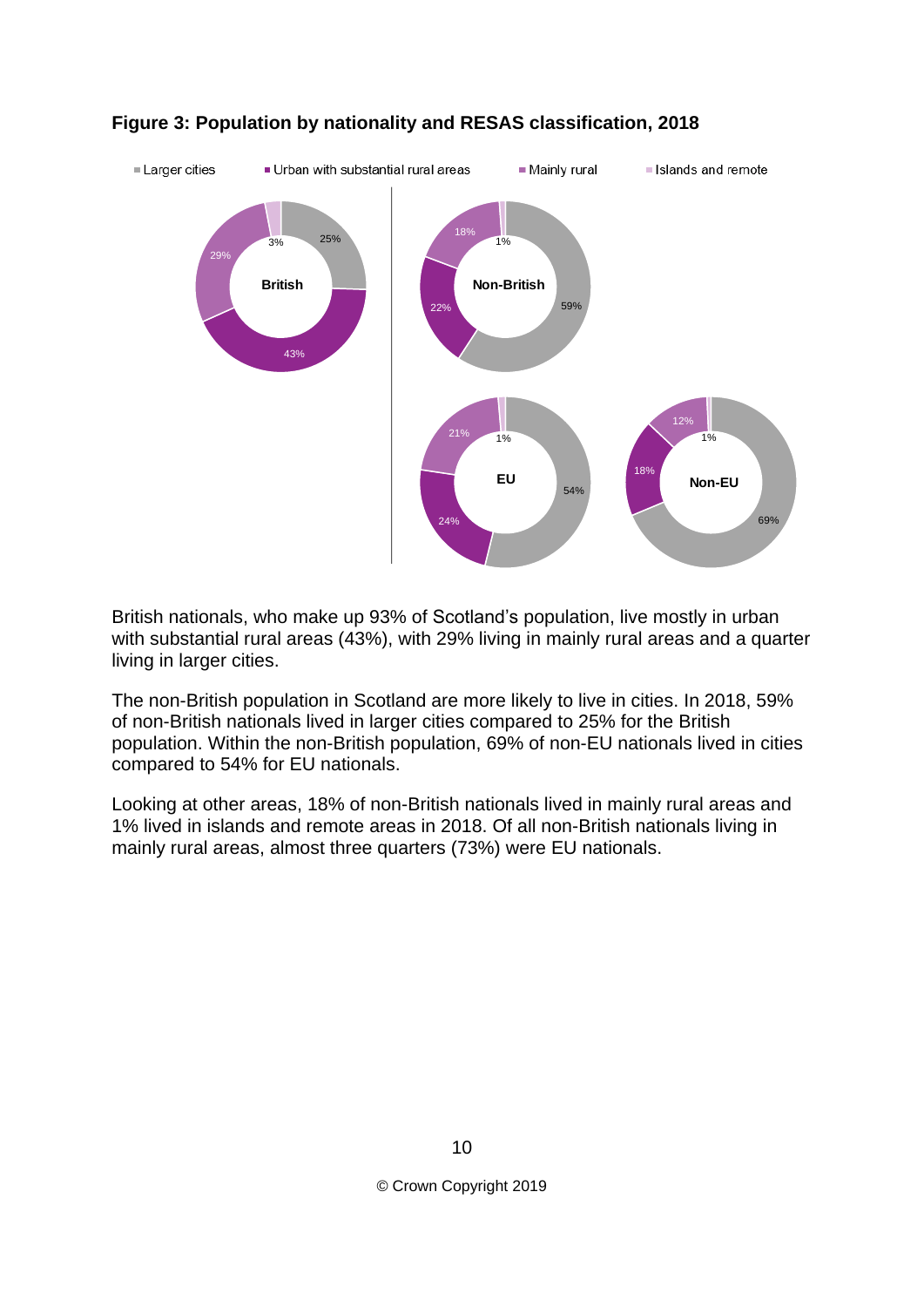**Figure 3: Population by nationality and RESAS classification, 2018**

British nationals, who make up 93% of Scotland's population, live mostly in urban with substantial rural areas (43%), with 29% living in mainly rural areas and a quarter living in larger cities.

The non-British population in Scotland are more likely to live in cities. In 2018, 59% of non-British nationals lived in larger cities compared to 25% for the British population. Within the non-British population, 69% of non-EU nationals lived in cities compared to 54% for EU nationals.

Looking at other areas, 18% of non-British nationals lived in mainly rural areas and 1% lived in islands and remote areas in 2018. Of all non-British nationals living in mainly rural areas, almost three quarters (73%) were EU nationals.

© Crown Copyright 2019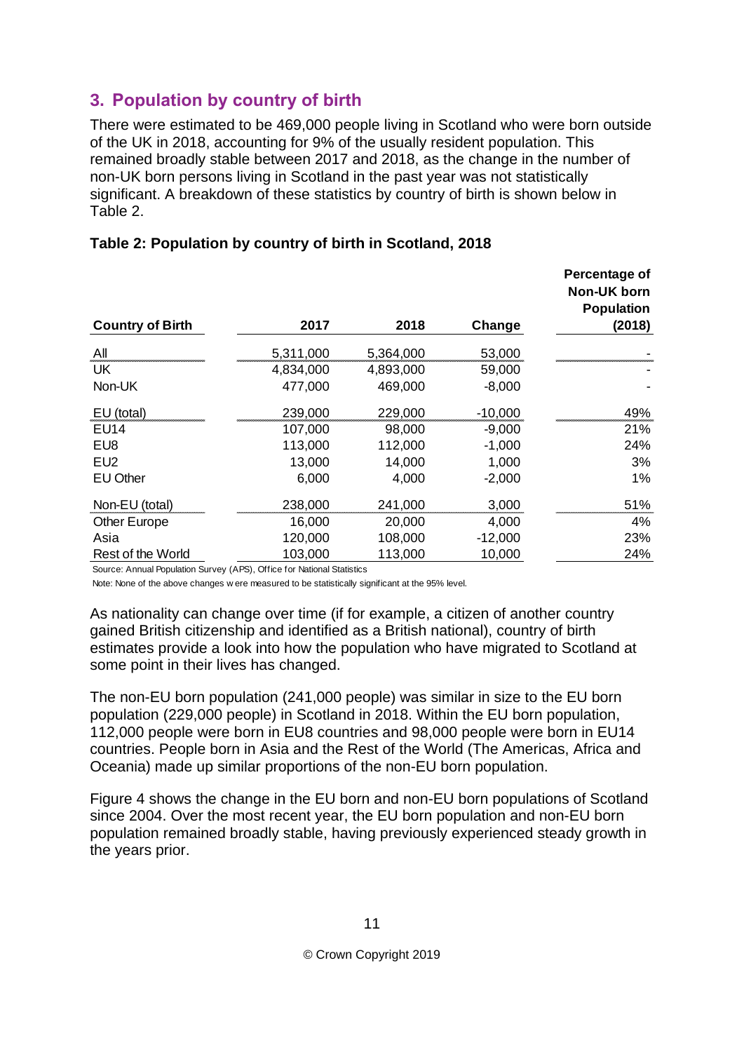## 3. Population by country of birth

There were estimated to be 469,000 people living in Scotland who were born outside of the UK in 2018, accounting for 9% of the usually resident population. This remained broadly stable between 2017 and 2018, as the change in the number of non-UK born persons living in Scotland in the past year was not statistically significant. A breakdown of these statistics by country of birth is shown below in Table 2.

**Table 2: Population by country of birth in Scotland, 2018**

| Country of Birth | 2017 | 2018 | Change | Percentage of Non-UK born Population (2018) |
|---|---|---|---|---|
| All | 5,311,000 | 5,364,000 | 53,000 | - |
| UK | 4,834,000 | 4,893,000 | 59,000 | - |
| Non-UK | 477,000 | 469,000 | -8,000 | - |
| EU (total) | 239,000 | 229,000 | -10,000 | 49% |
| EU14 | 107,000 | 98,000 | -9,000 | 21% |
| EU8 | 113,000 | 112,000 | -1,000 | 24% |
| EU2 | 13,000 | 14,000 | 1,000 | 3% |
| EU Other | 6,000 | 4,000 | -2,000 | 1% |
| Non-EU (total) | 238,000 | 241,000 | 3,000 | 51% |
| Other Europe | 16,000 | 20,000 | 4,000 | 4% |
| Asia | 120,000 | 108,000 | -12,000 | 23% |
| Rest of the World | 103,000 | 113,000 | 10,000 | 24% |

Source: Annual Population Survey (APS), Office for National Statistics

Note: None of the above changes were measured to be statistically significant at the 95% level.

As nationality can change over time (if for example, a citizen of another country gained British citizenship and identified as a British national), country of birth estimates provide a look into how the population who have migrated to Scotland at some point in their lives has changed.

The non-EU born population (241,000 people) was similar in size to the EU born population (229,000 people) in Scotland in 2018. Within the EU born population, 112,000 people were born in EU8 countries and 98,000 people were born in EU14 countries. People born in Asia and the Rest of the World (The Americas, Africa and Oceania) made up similar proportions of the non-EU born population.

Figure 4 shows the change in the EU born and non-EU born populations of Scotland since 2004. Over the most recent year, the EU born population and non-EU born population remained broadly stable, having previously experienced steady growth in the years prior.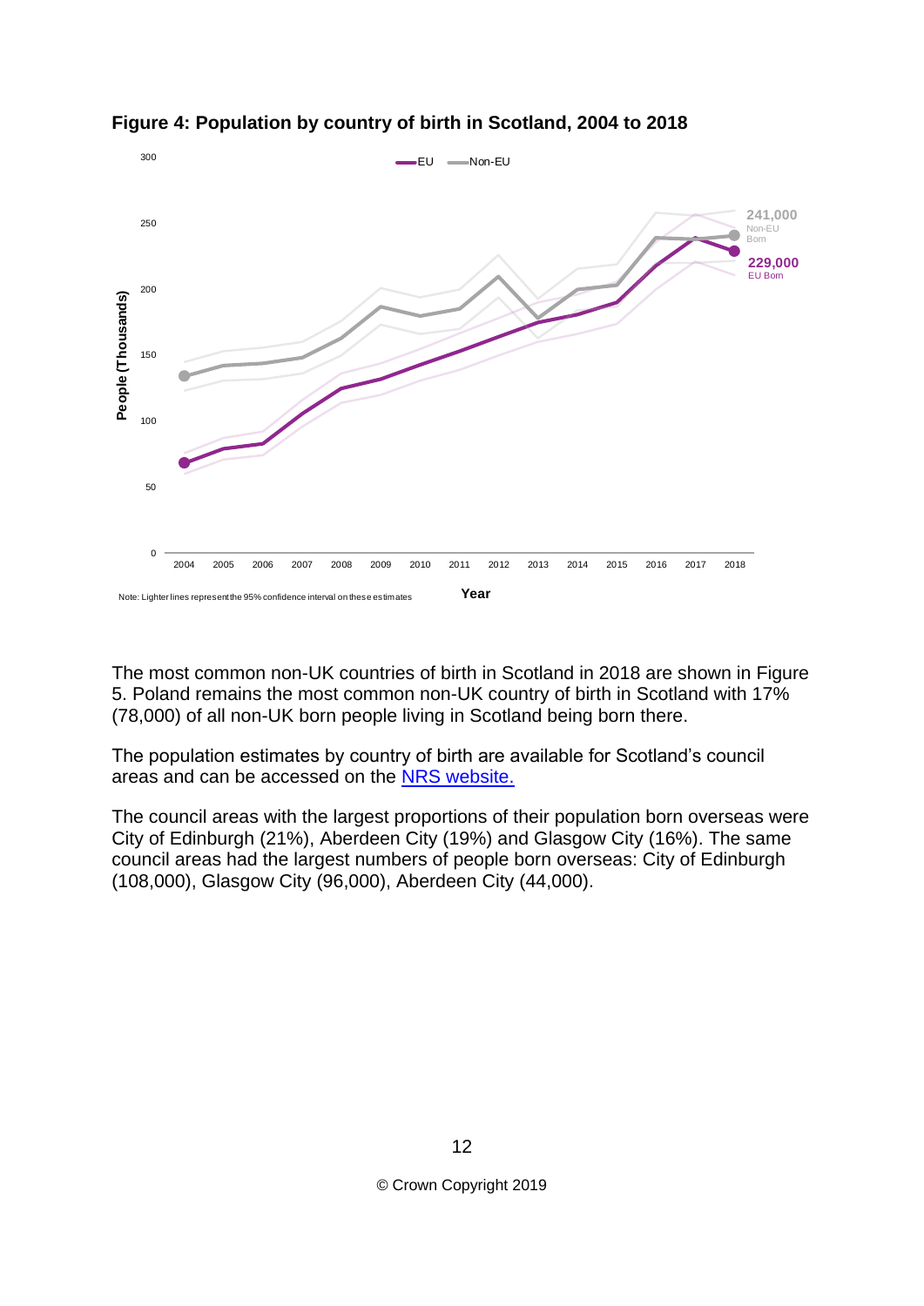**Figure 4: Population by country of birth in Scotland, 2004 to 2018**

Note: Lighter lines represent the 95% confidence interval on these estimates

The most common non-UK countries of birth in Scotland in 2018 are shown in Figure 5. Poland remains the most common non-UK country of birth in Scotland with 17% (78,000) of all non-UK born people living in Scotland being born there.

The population estimates by country of birth are available for Scotland's council areas and can be accessed on the [NRS website.]

The council areas with the largest proportions of their population born overseas were City of Edinburgh (21%), Aberdeen City (19%) and Glasgow City (16%). The same council areas had the largest numbers of people born overseas: City of Edinburgh (108,000), Glasgow City (96,000), Aberdeen City (44,000).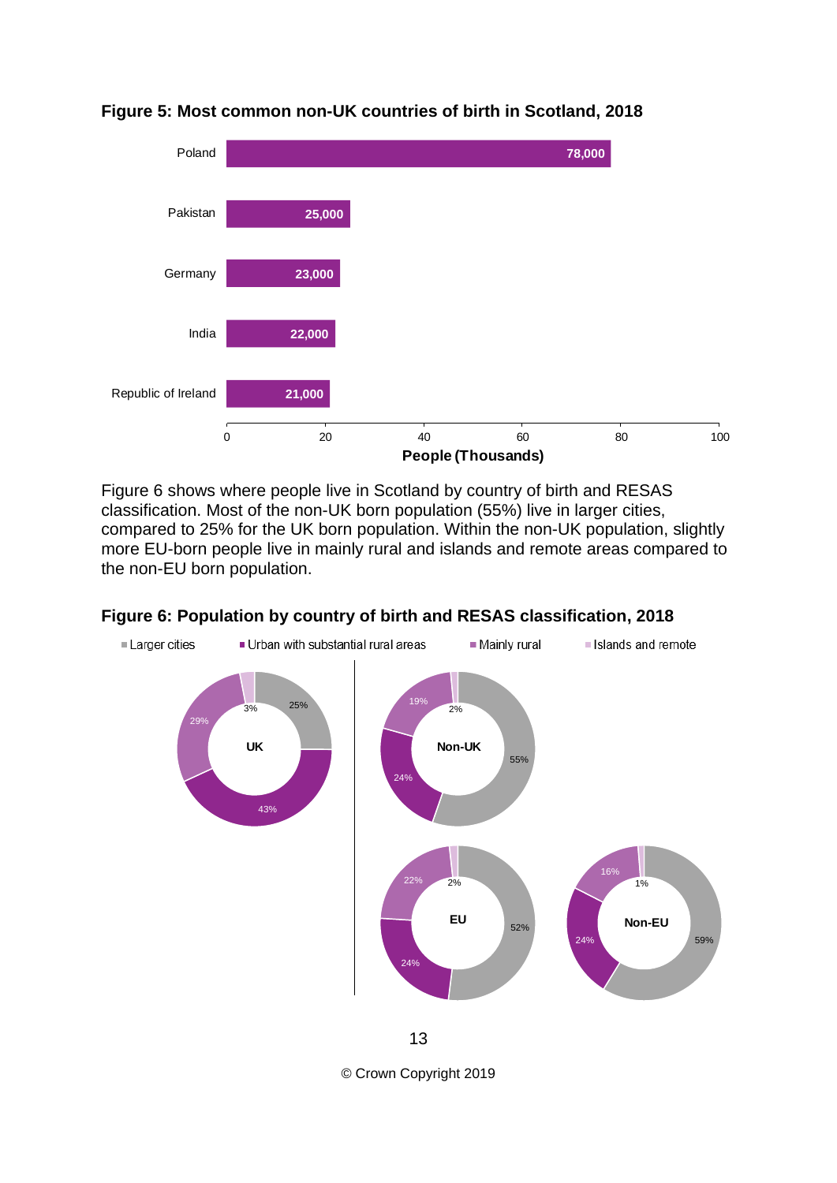**Figure 5: Most common non-UK countries of birth in Scotland, 2018**

| Country | People |
| --- | --- |
| Poland | 78,000 |
| Pakistan | 25,000 |
| Germany | 23,000 |
| India | 22,000 |
| Republic of Ireland | 21,000 |

Figure 6 shows where people live in Scotland by country of birth and RESAS classification. Most of the non-UK born population (55%) live in larger cities, compared to 25% for the UK born population. Within the non-UK population, slightly more EU-born people live in mainly rural and islands and remote areas compared to the non-EU born population.

**Figure 6: Population by country of birth and RESAS classification, 2018**

| Country of birth | Larger cities | Urban with substantial rural areas | Mainly rural | Islands and remote |
| --- | --- | --- | --- | --- |
| UK | 25% | 43% | 29% | 3% |
| Non-UK | 55% | 24% | 19% | 2% |
| EU | 52% | 24% | 22% | 2% |
| Non-EU | 59% | 24% | 16% | 1% |

© Crown Copyright 2019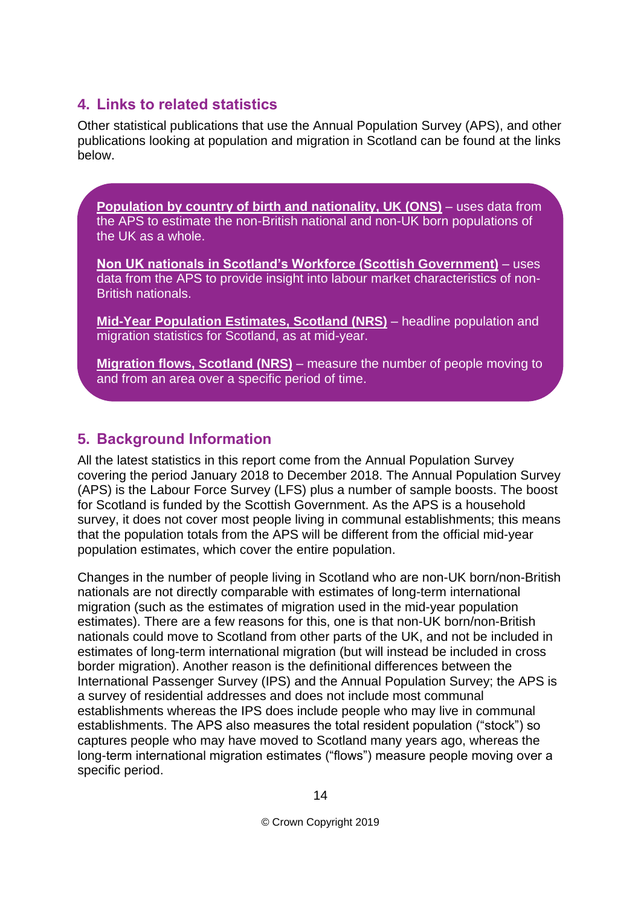## 4. Links to related statistics

Other statistical publications that use the Annual Population Survey (APS), and other publications looking at population and migration in Scotland can be found at the links below.

**Population by country of birth and nationality, UK (ONS)** – uses data from the APS to estimate the non-British national and non-UK born populations of the UK as a whole.

**Non UK nationals in Scotland's Workforce (Scottish Government)** – uses data from the APS to provide insight into labour market characteristics of non-British nationals.

**Mid-Year Population Estimates, Scotland (NRS)** – headline population and migration statistics for Scotland, as at mid-year.

**Migration flows, Scotland (NRS)** – measure the number of people moving to and from an area over a specific period of time.

## 5. Background Information

All the latest statistics in this report come from the Annual Population Survey covering the period January 2018 to December 2018. The Annual Population Survey (APS) is the Labour Force Survey (LFS) plus a number of sample boosts. The boost for Scotland is funded by the Scottish Government. As the APS is a household survey, it does not cover most people living in communal establishments; this means that the population totals from the APS will be different from the official mid-year population estimates, which cover the entire population.

Changes in the number of people living in Scotland who are non-UK born/non-British nationals are not directly comparable with estimates of long-term international migration (such as the estimates of migration used in the mid-year population estimates). There are a few reasons for this, one is that non-UK born/non-British nationals could move to Scotland from other parts of the UK, and not be included in estimates of long-term international migration (but will instead be included in cross border migration). Another reason is the definitional differences between the International Passenger Survey (IPS) and the Annual Population Survey; the APS is a survey of residential addresses and does not include most communal establishments whereas the IPS does include people who may live in communal establishments. The APS also measures the total resident population ("stock") so captures people who may have moved to Scotland many years ago, whereas the long-term international migration estimates ("flows") measure people moving over a specific period.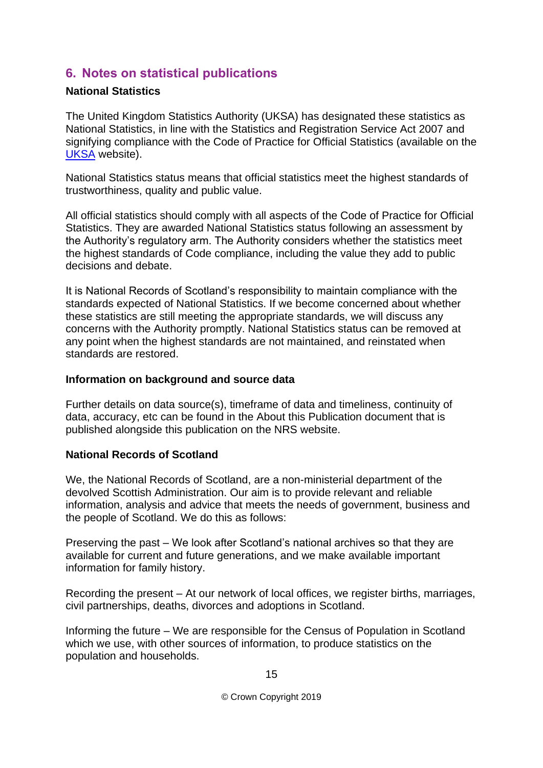## 6. Notes on statistical publications

**National Statistics**

The United Kingdom Statistics Authority (UKSA) has designated these statistics as National Statistics, in line with the Statistics and Registration Service Act 2007 and signifying compliance with the Code of Practice for Official Statistics (available on the [UKSA]() website).

National Statistics status means that official statistics meet the highest standards of trustworthiness, quality and public value.

All official statistics should comply with all aspects of the Code of Practice for Official Statistics. They are awarded National Statistics status following an assessment by the Authority's regulatory arm. The Authority considers whether the statistics meet the highest standards of Code compliance, including the value they add to public decisions and debate.

It is National Records of Scotland's responsibility to maintain compliance with the standards expected of National Statistics. If we become concerned about whether these statistics are still meeting the appropriate standards, we will discuss any concerns with the Authority promptly. National Statistics status can be removed at any point when the highest standards are not maintained, and reinstated when standards are restored.

**Information on background and source data**

Further details on data source(s), timeframe of data and timeliness, continuity of data, accuracy, etc can be found in the About this Publication document that is published alongside this publication on the NRS website.

**National Records of Scotland**

We, the National Records of Scotland, are a non-ministerial department of the devolved Scottish Administration. Our aim is to provide relevant and reliable information, analysis and advice that meets the needs of government, business and the people of Scotland. We do this as follows:

Preserving the past – We look after Scotland's national archives so that they are available for current and future generations, and we make available important information for family history.

Recording the present – At our network of local offices, we register births, marriages, civil partnerships, deaths, divorces and adoptions in Scotland.

Informing the future – We are responsible for the Census of Population in Scotland which we use, with other sources of information, to produce statistics on the population and households.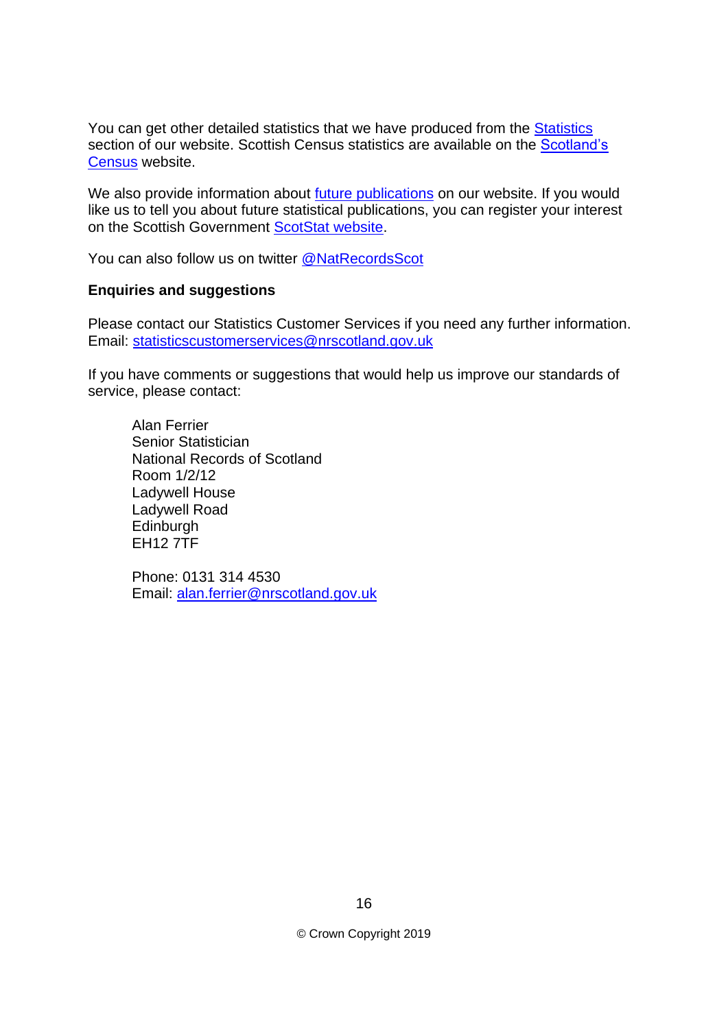You can get other detailed statistics that we have produced from the Statistics section of our website. Scottish Census statistics are available on the Scotland's Census website.

We also provide information about future publications on our website. If you would like us to tell you about future statistical publications, you can register your interest on the Scottish Government ScotStat website.

You can also follow us on twitter @NatRecordsScot

**Enquiries and suggestions**

Please contact our Statistics Customer Services if you need any further information.
Email: statisticscustomerservices@nrscotland.gov.uk

If you have comments or suggestions that would help us improve our standards of service, please contact:

Alan Ferrier
Senior Statistician
National Records of Scotland
Room 1/2/12
Ladywell House
Ladywell Road
Edinburgh
EH12 7TF

Phone: 0131 314 4530
Email: alan.ferrier@nrscotland.gov.uk

© Crown Copyright 2019